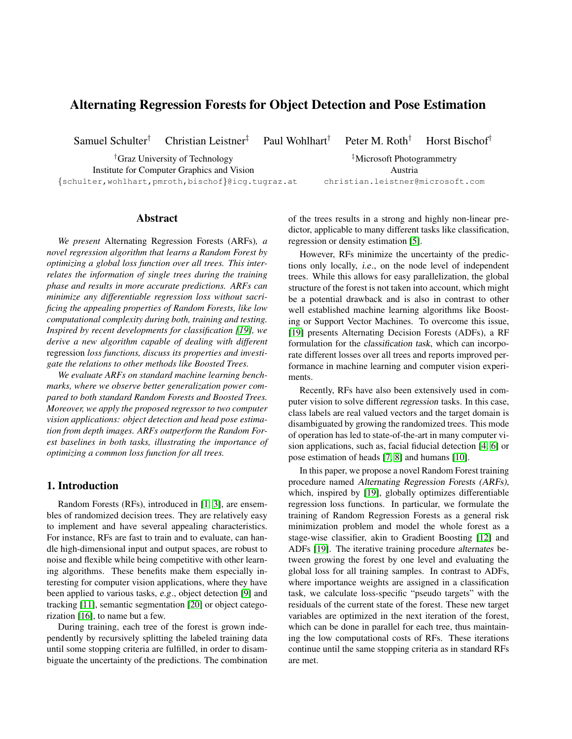# Alternating Regression Forests for Object Detection and Pose Estimation

Samuel Schulter[†] Christian Leistner[‡] Paul Wohlhart[†] Peter M. Roth[†] Horst Bischof[†]

[†]Graz University of Technology
Institute for Computer Graphics and Vision
{schulter,wohlhart,pmroth,bischof}@icg.tugraz.at

[‡]Microsoft Photogrammetry
Austria
christian.leistner@microsoft.com

## Abstract

*We present* Alternating Regression Forests (ARFs)*, a novel regression algorithm that learns a Random Forest by optimizing a global loss function over all trees. This interrelates the information of single trees during the training phase and results in more accurate predictions. ARFs can minimize any differentiable regression loss without sacrificing the appealing properties of Random Forests, like low computational complexity during both, training and testing. Inspired by recent developments for classification [19], we derive a new algorithm capable of dealing with different* regression *loss functions, discuss its properties and investigate the relations to other methods like Boosted Trees.*

*We evaluate ARFs on standard machine learning benchmarks, where we observe better generalization power compared to both standard Random Forests and Boosted Trees. Moreover, we apply the proposed regressor to two computer vision applications: object detection and head pose estimation from depth images. ARFs outperform the Random Forest baselines in both tasks, illustrating the importance of optimizing a common loss function for all trees.*

## 1. Introduction

Random Forests (RFs), introduced in [1, 3], are ensembles of randomized decision trees. They are relatively easy to implement and have several appealing characteristics. For instance, RFs are fast to train and to evaluate, can handle high-dimensional input and output spaces, are robust to noise and flexible while being competitive with other learning algorithms. These benefits make them especially interesting for computer vision applications, where they have been applied to various tasks, *e.g.*, object detection [9] and tracking [11], semantic segmentation [20] or object categorization [16], to name but a few.

During training, each tree of the forest is grown independently by recursively splitting the labeled training data until some stopping criteria are fulfilled, in order to disambiguate the uncertainty of the predictions. The combination of the trees results in a strong and highly non-linear predictor, applicable to many different tasks like classification, regression or density estimation [5].

However, RFs minimize the uncertainty of the predictions only locally, *i.e.*, on the node level of independent trees. While this allows for easy parallelization, the global structure of the forest is not taken into account, which might be a potential drawback and is also in contrast to other well established machine learning algorithms like Boosting or Support Vector Machines. To overcome this issue, [19] presents Alternating Decision Forests (ADFs), a RF formulation for the *classification task*, which can incorporate different losses over all trees and reports improved performance in machine learning and computer vision experiments.

Recently, RFs have also been extensively used in computer vision to solve different *regression* tasks. In this case, class labels are real valued vectors and the target domain is disambiguated by growing the randomized trees. This mode of operation has led to state-of-the-art in many computer vision applications, such as, facial fiducial detection [4, 6] or pose estimation of heads [7, 8] and humans [10].

In this paper, we propose a novel Random Forest training procedure named *Alternating Regression Forests (ARFs)*, which, inspired by [19], globally optimizes differentiable regression loss functions. In particular, we formulate the training of Random Regression Forests as a general risk minimization problem and model the whole forest as a stage-wise classifier, akin to Gradient Boosting [12] and ADFs [19]. The iterative training procedure *alternates* between growing the forest by one level and evaluating the global loss for all training samples. In contrast to ADFs, where importance weights are assigned in a classification task, we calculate loss-specific "pseudo targets" with the residuals of the current state of the forest. These new target variables are optimized in the next iteration of the forest, which can be done in parallel for each tree, thus maintaining the low computational costs of RFs. These iterations continue until the same stopping criteria as in standard RFs are met.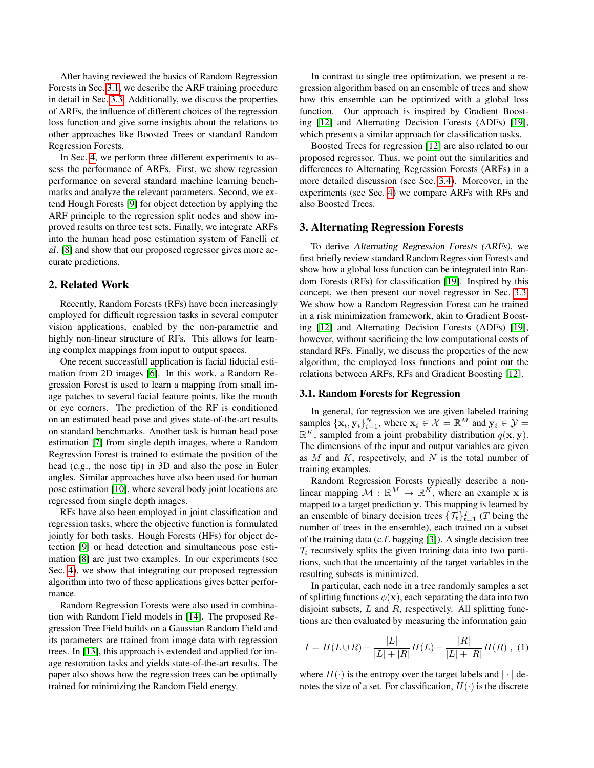After having reviewed the basics of Random Regression Forests in Sec. 3.1, we describe the ARF training procedure in detail in Sec. 3.3. Additionally, we discuss the properties of ARFs, the influence of different choices of the regression loss function and give some insights about the relations to other approaches like Boosted Trees or standard Random Regression Forests.

In Sec. 4, we perform three different experiments to assess the performance of ARFs. First, we show regression performance on several standard machine learning benchmarks and analyze the relevant parameters. Second, we extend Hough Forests [9] for object detection by applying the ARF principle to the regression split nodes and show improved results on three test sets. Finally, we integrate ARFs into the human head pose estimation system of Fanelli *et al*. [8] and show that our proposed regressor gives more accurate predictions.

## 2. Related Work

Recently, Random Forests (RFs) have been increasingly employed for difficult regression tasks in several computer vision applications, enabled by the non-parametric and highly non-linear structure of RFs. This allows for learning complex mappings from input to output spaces.

One recent successfull application is facial fiducial estimation from 2D images [6]. In this work, a Random Regression Forest is used to learn a mapping from small image patches to several facial feature points, like the mouth or eye corners. The prediction of the RF is conditioned on an estimated head pose and gives state-of-the-art results on standard benchmarks. Another task is human head pose estimation [7] from single depth images, where a Random Regression Forest is trained to estimate the position of the head (*e.g*., the nose tip) in 3D and also the pose in Euler angles. Similar approaches have also been used for human pose estimation [10], where several body joint locations are regressed from single depth images.

RFs have also been employed in joint classification and regression tasks, where the objective function is formulated jointly for both tasks. Hough Forests (HFs) for object detection [9] or head detection and simultaneous pose estimation [8] are just two examples. In our experiments (see Sec. 4), we show that integrating our proposed regression algorithm into two of these applications gives better performance.

Random Regression Forests were also used in combination with Random Field models in [14]. The proposed Regression Tree Field builds on a Gaussian Random Field and its parameters are trained from image data with regression trees. In [13], this approach is extended and applied for image restoration tasks and yields state-of-the-art results. The paper also shows how the regression trees can be optimally trained for minimizing the Random Field energy.

In contrast to single tree optimization, we present a regression algorithm based on an ensemble of trees and show how this ensemble can be optimized with a global loss function. Our approach is inspired by Gradient Boosting [12] and Alternating Decision Forests (ADFs) [19], which presents a similar approach for classification tasks.

Boosted Trees for regression [12] are also related to our proposed regressor. Thus, we point out the similarities and differences to Alternating Regression Forests (ARFs) in a more detailed discussion (see Sec. 3.4). Moreover, in the experiments (see Sec. 4) we compare ARFs with RFs and also Boosted Trees.

## 3. Alternating Regression Forests

To derive *Alternating Regression Forests (ARFs)*, we first briefly review standard Random Regression Forests and show how a global loss function can be integrated into Random Forests (RFs) for classification [19]. Inspired by this concept, we then present our novel regressor in Sec. 3.3. We show how a Random Regression Forest can be trained in a risk minimization framework, akin to Gradient Boosting [12] and Alternating Decision Forests (ADFs) [19], however, without sacrificing the low computational costs of standard RFs. Finally, we discuss the properties of the new algorithm, the employed loss functions and point out the relations between ARFs, RFs and Gradient Boosting [12].

### 3.1. Random Forests for Regression

In general, for regression we are given labeled training samples $\{\mathbf{x}_i, \mathbf{y}_i\}_{i=1}^N$, where $\mathbf{x}_i \in \mathcal{X} = \mathbb{R}^M$ and $\mathbf{y}_i \in \mathcal{Y} = \mathbb{R}^K$, sampled from a joint probability distribution $q(\mathbf{x}, \mathbf{y})$. The dimensions of the input and output variables are given as $M$ and $K$, respectively, and $N$ is the total number of training examples.

Random Regression Forests typically describe a non-linear mapping $\mathcal{M} : \mathbb{R}^M \rightarrow \mathbb{R}^K$, where an example $\mathbf{x}$ is mapped to a target prediction $\mathbf{y}$. This mapping is learned by an ensemble of binary decision trees $\{\mathcal{T}_t\}_{t=1}^T$ ($T$ being the number of trees in the ensemble), each trained on a subset of the training data (*c.f*. bagging [3]). A single decision tree $\mathcal{T}_t$ recursively splits the given training data into two partitions, such that the uncertainty of the target variables in the resulting subsets is minimized.

In particular, each node in a tree randomly samples a set of splitting functions $\phi(\mathbf{x})$, each separating the data into two disjoint subsets, $L$ and $R$, respectively. All splitting functions are then evaluated by measuring the information gain

$$I = H(L \cup R) - \frac{|L|}{|L| + |R|} H(L) - \frac{|R|}{|L| + |R|} H(R) \; , \quad (1)$$

where $H(\cdot)$ is the entropy over the target labels and $|\cdot|$ denotes the size of a set. For classification, $H(\cdot)$ is the discrete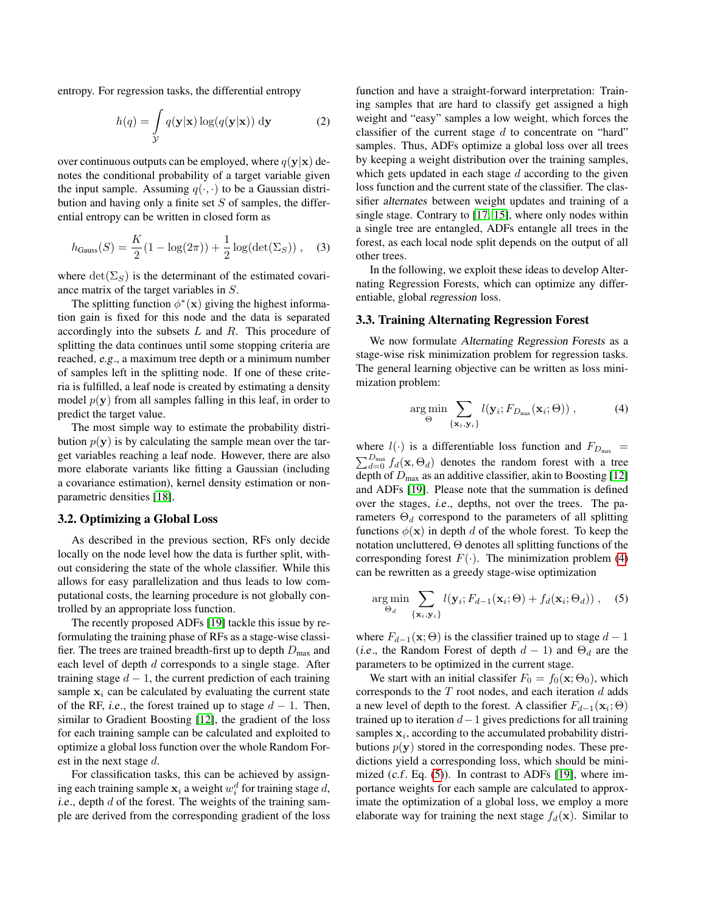entropy. For regression tasks, the differential entropy

$$h(q) = \int_{\mathcal{Y}} q(\mathbf{y}|\mathbf{x}) \log(q(\mathbf{y}|\mathbf{x}))\, \mathrm{d}\mathbf{y} \qquad (2)$$

over continuous outputs can be employed, where $q(\mathbf{y}|\mathbf{x})$ denotes the conditional probability of a target variable given the input sample. Assuming $q(\cdot, \cdot)$ to be a Gaussian distribution and having only a finite set $S$ of samples, the differential entropy can be written in closed form as

$$h_{\text{Gauss}}(S) = \frac{K}{2}(1 - \log(2\pi)) + \frac{1}{2}\log(\det(\Sigma_S)) \ , \qquad (3)$$

where $\det(\Sigma_S)$ is the determinant of the estimated covariance matrix of the target variables in $S$.

The splitting function $\phi^*(\mathbf{x})$ giving the highest information gain is fixed for this node and the data is separated accordingly into the subsets $L$ and $R$. This procedure of splitting the data continues until some stopping criteria are reached, *e.g.*, a maximum tree depth or a minimum number of samples left in the splitting node. If one of these criteria is fulfilled, a leaf node is created by estimating a density model $p(\mathbf{y})$ from all samples falling in this leaf, in order to predict the target value.

The most simple way to estimate the probability distribution $p(\mathbf{y})$ is by calculating the sample mean over the target variables reaching a leaf node. However, there are also more elaborate variants like fitting a Gaussian (including a covariance estimation), kernel density estimation or non-parametric densities [18].

### 3.2. Optimizing a Global Loss

As described in the previous section, RFs only decide locally on the node level how the data is further split, without considering the state of the whole classifier. While this allows for easy parallelization and thus leads to low computational costs, the learning procedure is not globally controlled by an appropriate loss function.

The recently proposed ADFs [19] tackle this issue by reformulating the training phase of RFs as a stage-wise classifier. The trees are trained breadth-first up to depth $D_{\text{max}}$ and each level of depth $d$ corresponds to a single stage. After training stage $d-1$, the current prediction of each training sample $\mathbf{x}_i$ can be calculated by evaluating the current state of the RF, *i.e.*, the forest trained up to stage $d-1$. Then, similar to Gradient Boosting [12], the gradient of the loss for each training sample can be calculated and exploited to optimize a global loss function over the whole Random Forest in the next stage $d$.

For classification tasks, this can be achieved by assigning each training sample $\mathbf{x}_i$ a weight $w_i^d$ for training stage $d$, *i.e.*, depth $d$ of the forest. The weights of the training sample are derived from the corresponding gradient of the loss function and have a straight-forward interpretation: Training samples that are hard to classify get assigned a high weight and "easy" samples a low weight, which forces the classifier of the current stage $d$ to concentrate on "hard" samples. Thus, ADFs optimize a global loss over all trees by keeping a weight distribution over the training samples, which gets updated in each stage $d$ according to the given loss function and the current state of the classifier. The classifier *alternates* between weight updates and training of a single stage. Contrary to [17, 15], where only nodes within a single tree are entangled, ADFs entangle all trees in the forest, as each local node split depends on the output of all other trees.

In the following, we exploit these ideas to develop Alternating Regression Forests, which can optimize any differentiable, global *regression* loss.

### 3.3. Training Alternating Regression Forest

We now formulate *Alternating Regression Forests* as a stage-wise risk minimization problem for regression tasks. The general learning objective can be written as loss minimization problem:

$$\arg\min_{\Theta} \sum_{\{\mathbf{x}_i, \mathbf{y}_i\}} l(\mathbf{y}_i; F_{D_{\text{max}}}(\mathbf{x}_i; \Theta)) \ , \qquad (4)$$

where $l(\cdot)$ is a differentiable loss function and $F_{D_{\text{max}}} = \sum_{d=0}^{D_{\text{max}}} f_d(\mathbf{x}, \Theta_d)$ denotes the random forest with a tree depth of $D_{\text{max}}$ as an additive classifier, akin to Boosting [12] and ADFs [19]. Please note that the summation is defined over the stages, *i.e.*, depths, not over the trees. The parameters $\Theta_d$ correspond to the parameters of all splitting functions $\phi(\mathbf{x})$ in depth $d$ of the whole forest. To keep the notation uncluttered, $\Theta$ denotes all splitting functions of the corresponding forest $F(\cdot)$. The minimization problem (4) can be rewritten as a greedy stage-wise optimization

$$\arg\min_{\Theta_d} \sum_{\{\mathbf{x}_i, \mathbf{y}_i\}} l(\mathbf{y}_i; F_{d-1}(\mathbf{x}_i; \Theta) + f_d(\mathbf{x}_i; \Theta_d)) \ , \qquad (5)$$

where $F_{d-1}(\mathbf{x}; \Theta)$ is the classifier trained up to stage $d-1$ (*i.e.*, the Random Forest of depth $d-1$) and $\Theta_d$ are the parameters to be optimized in the current stage.

We start with an initial classifer $F_0 = f_0(\mathbf{x}; \Theta_0)$, which corresponds to the $T$ root nodes, and each iteration $d$ adds a new level of depth to the forest. A classifier $F_{d-1}(\mathbf{x}_i; \Theta)$ trained up to iteration $d-1$ gives predictions for all training samples $\mathbf{x}_i$, according to the accumulated probability distributions $p(\mathbf{y})$ stored in the corresponding nodes. These predictions yield a corresponding loss, which should be minimized (*c.f.* Eq. (5)). In contrast to ADFs [19], where importance weights for each sample are calculated to approximate the optimization of a global loss, we employ a more elaborate way for training the next stage $f_d(\mathbf{x})$. Similar to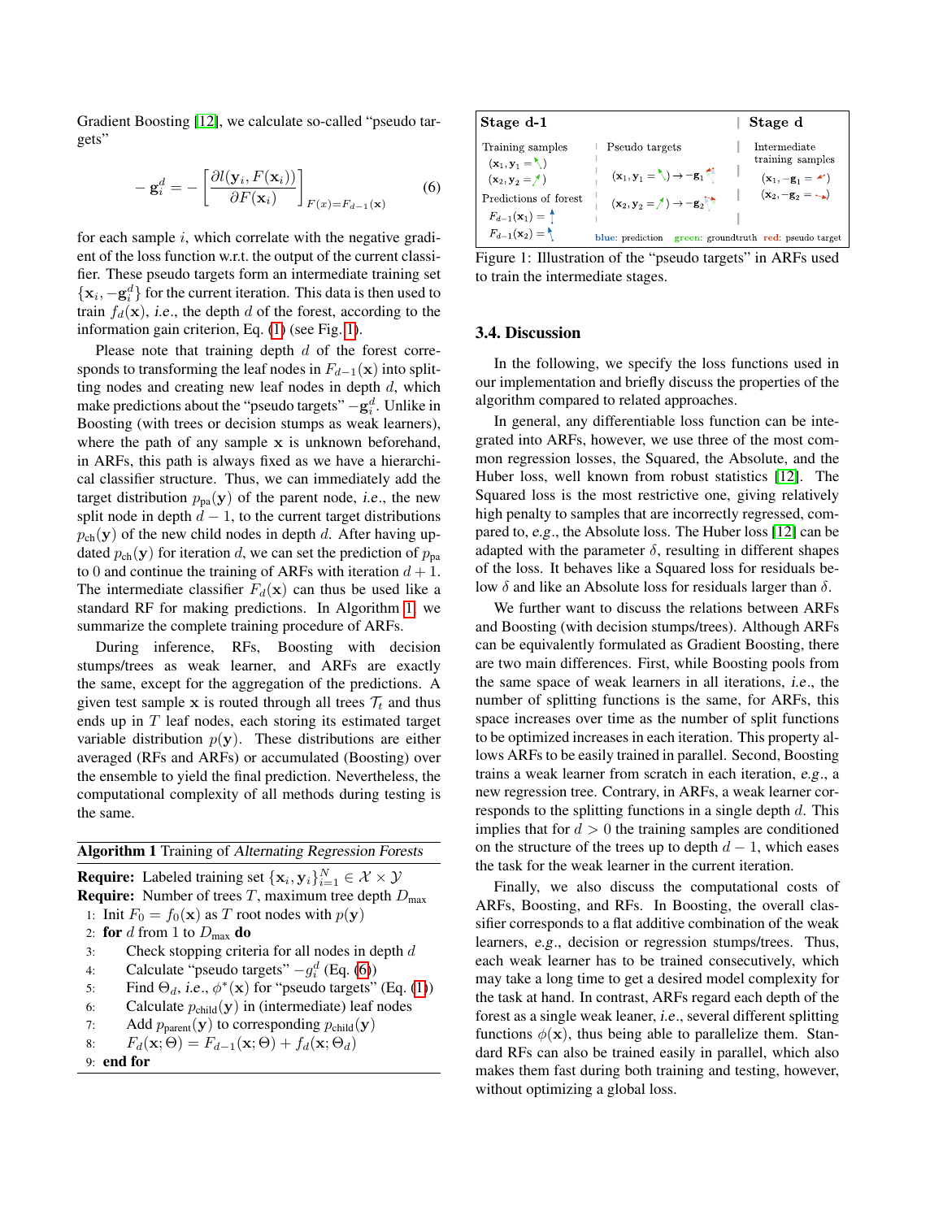Gradient Boosting [12], we calculate so-called "pseudo targets"

$$-\mathbf{g}_i^d = -\left[\frac{\partial l(\mathbf{y}_i, F(\mathbf{x}_i))}{\partial F(\mathbf{x}_i)}\right]_{F(x)=F_{d-1}(\mathbf{x})} \quad (6)$$

for each sample $i$, which correlate with the negative gradient of the loss function w.r.t. the output of the current classifier. These pseudo targets form an intermediate training set $\{\mathbf{x}_i, -\mathbf{g}_i^d\}$ for the current iteration. This data is then used to train $f_d(\mathbf{x})$, *i.e.*, the depth $d$ of the forest, according to the information gain criterion, Eq. (1) (see Fig. 1).

Please note that training depth $d$ of the forest corresponds to transforming the leaf nodes in $F_{d-1}(\mathbf{x})$ into splitting nodes and creating new leaf nodes in depth $d$, which make predictions about the "pseudo targets" $-\mathbf{g}_i^d$. Unlike in Boosting (with trees or decision stumps as weak learners), where the path of any sample $\mathbf{x}$ is unknown beforehand, in ARFs, this path is always fixed as we have a hierarchical classifier structure. Thus, we can immediately add the target distribution $p_{\text{pa}}(\mathbf{y})$ of the parent node, *i.e.*, the new split node in depth $d-1$, to the current target distributions $p_{\text{ch}}(\mathbf{y})$ of the new child nodes in depth $d$. After having updated $p_{\text{ch}}(\mathbf{y})$ for iteration $d$, we can set the prediction of $p_{\text{pa}}$ to 0 and continue the training of ARFs with iteration $d+1$. The intermediate classifier $F_d(\mathbf{x})$ can thus be used like a standard RF for making predictions. In Algorithm 1, we summarize the complete training procedure of ARFs.

During inference, RFs, Boosting with decision stumps/trees as weak learner, and ARFs are exactly the same, except for the aggregation of the predictions. A given test sample $\mathbf{x}$ is routed through all trees $\mathcal{T}_t$ and thus ends up in $T$ leaf nodes, each storing its estimated target variable distribution $p(\mathbf{y})$. These distributions are either averaged (RFs and ARFs) or accumulated (Boosting) over the ensemble to yield the final prediction. Nevertheless, the computational complexity of all methods during testing is the same.

**Algorithm 1** Training of *Alternating Regression Forests*

**Require:** Labeled training set $\{\mathbf{x}_i, \mathbf{y}_i\}_{i=1}^N \in \mathcal{X} \times \mathcal{Y}$
**Require:** Number of trees $T$, maximum tree depth $D_{\max}$

```
1: Init F_0 = f_0(x) as T root nodes with p(y)
2: for d from 1 to D_max do
3:     Check stopping criteria for all nodes in depth d
4:     Calculate "pseudo targets" -g_i^d (Eq. (6))
5:     Find Θ_d, i.e., φ*(x) for "pseudo targets" (Eq. (1))
6:     Calculate p_child(y) in (intermediate) leaf nodes
7:     Add p_parent(y) to corresponding p_child(y)
8:     F_d(x; Θ) = F_{d-1}(x; Θ) + f_d(x; Θ_d)
9: end for
```

| Stage d-1 | | Stage d |
|---|---|---|
| Training samples $(\mathbf{x}_1, \mathbf{y}_1 = \nwarrow)$ $(\mathbf{x}_2, \mathbf{y}_2 = \nearrow)$ Predictions of forest $F_{d-1}(\mathbf{x}_1) = \uparrow$ $F_{d-1}(\mathbf{x}_2) = \nwarrow$ | Pseudo targets $(\mathbf{x}_1, \mathbf{y}_1 = \nwarrow) \rightarrow -\mathbf{g}_1$ $(\mathbf{x}_2, \mathbf{y}_2 = \nearrow) \rightarrow -\mathbf{g}_2$ | Intermediate training samples $(\mathbf{x}_1, -\mathbf{g}_1 = \swarrow)$ $(\mathbf{x}_2, -\mathbf{g}_2 = \searrow)$ |

blue: prediction green: groundtruth red: pseudo target

Figure 1: Illustration of the "pseudo targets" in ARFs used to train the intermediate stages.

### 3.4. Discussion

In the following, we specify the loss functions used in our implementation and briefly discuss the properties of the algorithm compared to related approaches.

In general, any differentiable loss function can be integrated into ARFs, however, we use three of the most common regression losses, the Squared, the Absolute, and the Huber loss, well known from robust statistics [12]. The Squared loss is the most restrictive one, giving relatively high penalty to samples that are incorrectly regressed, compared to, *e.g.*, the Absolute loss. The Huber loss [12] can be adapted with the parameter $\delta$, resulting in different shapes of the loss. It behaves like a Squared loss for residuals below $\delta$ and like an Absolute loss for residuals larger than $\delta$.

We further want to discuss the relations between ARFs and Boosting (with decision stumps/trees). Although ARFs can be equivalently formulated as Gradient Boosting, there are two main differences. First, while Boosting pools from the same space of weak learners in all iterations, *i.e.*, the number of splitting functions is the same, for ARFs, this space increases over time as the number of split functions to be optimized increases in each iteration. This property allows ARFs to be easily trained in parallel. Second, Boosting trains a weak learner from scratch in each iteration, *e.g.*, a new regression tree. Contrary, in ARFs, a weak learner corresponds to the splitting functions in a single depth $d$. This implies that for $d > 0$ the training samples are conditioned on the structure of the trees up to depth $d-1$, which eases the task for the weak learner in the current iteration.

Finally, we also discuss the computational costs of ARFs, Boosting, and RFs. In Boosting, the overall classifier corresponds to a flat additive combination of the weak learners, *e.g.*, decision or regression stumps/trees. Thus, each weak learner has to be trained consecutively, which may take a long time to get a desired model complexity for the task at hand. In contrast, ARFs regard each depth of the forest as a single weak leaner, *i.e.*, several different splitting functions $\phi(\mathbf{x})$, thus being able to parallelize them. Standard RFs can also be trained easily in parallel, which also makes them fast during both training and testing, however, without optimizing a global loss.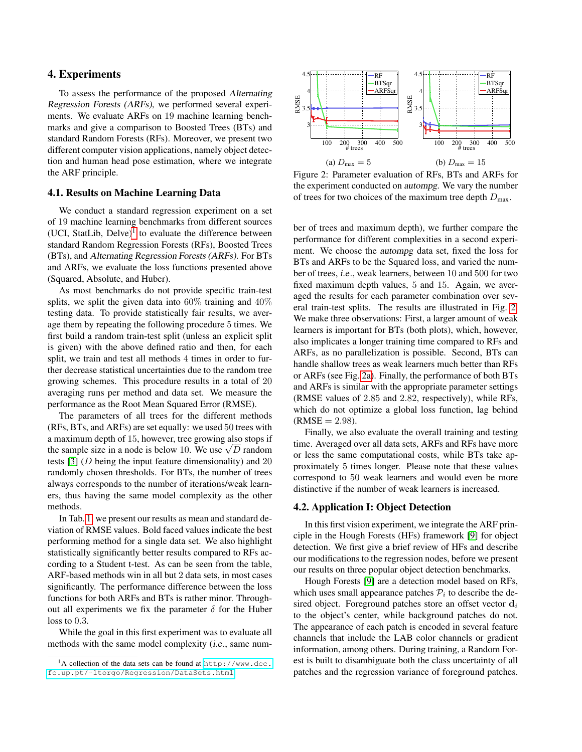# 4. Experiments

To assess the performance of the proposed *Alternating Regression Forests (ARFs)*, we performed several experiments. We evaluate ARFs on 19 machine learning benchmarks and give a comparison to Boosted Trees (BTs) and standard Random Forests (RFs). Moreover, we present two different computer vision applications, namely object detection and human head pose estimation, where we integrate the ARF principle.

## 4.1. Results on Machine Learning Data

We conduct a standard regression experiment on a set of 19 machine learning benchmarks from different sources (UCI, StatLib, Delve)[1] to evaluate the difference between standard Random Regression Forests (RFs), Boosted Trees (BTs), and *Alternating Regression Forests (ARFs)*. For BTs and ARFs, we evaluate the loss functions presented above (Squared, Absolute, and Huber).

As most benchmarks do not provide specific train-test splits, we split the given data into 60% training and 40% testing data. To provide statistically fair results, we average them by repeating the following procedure 5 times. We first build a random train-test split (unless an explicit split is given) with the above defined ratio and then, for each split, we train and test all methods 4 times in order to further decrease statistical uncertainties due to the random tree growing schemes. This procedure results in a total of 20 averaging runs per method and data set. We measure the performance as the Root Mean Squared Error (RMSE).

The parameters of all trees for the different methods (RFs, BTs, and ARFs) are set equally: we used 50 trees with a maximum depth of 15, however, tree growing also stops if the sample size in a node is below 10. We use $\sqrt{D}$ random tests [3] ($D$ being the input feature dimensionality) and 20 randomly chosen thresholds. For BTs, the number of trees always corresponds to the number of iterations/weak learners, thus having the same model complexity as the other methods.

In Tab. 1, we present our results as mean and standard deviation of RMSE values. Bold faced values indicate the best performing method for a single data set. We also highlight statistically significantly better results compared to RFs according to a Student t-test. As can be seen from the table, ARF-based methods win in all but 2 data sets, in most cases significantly. The performance difference between the loss functions for both ARFs and BTs is rather minor. Throughout all experiments we fix the parameter $\delta$ for the Huber loss to 0.3.

While the goal in this first experiment was to evaluate all methods with the same model complexity (*i.e.*, same number of trees and maximum depth), we further compare the performance for different complexities in a second experiment. We choose the *autompg* data set, fixed the loss for BTs and ARFs to be the Squared loss, and varied the number of trees, *i.e.*, weak learners, between 10 and 500 for two fixed maximum depth values, 5 and 15. Again, we averaged the results for each parameter combination over several train-test splits. The results are illustrated in Fig. 2. We make three observations: First, a larger amount of weak learners is important for BTs (both plots), which, however, also implicates a longer training time compared to RFs and ARFs, as no parallelization is possible. Second, BTs can handle shallow trees as weak learners much better than RFs or ARFs (see Fig. 2a). Finally, the performance of both BTs and ARFs is similar with the appropriate parameter settings (RMSE values of 2.85 and 2.82, respectively), while RFs, which do not optimize a global loss function, lag behind (RMSE = 2.98).

(a) $D_{\max} = 5$ (b) $D_{\max} = 15$

Figure 2: Parameter evaluation of RFs, BTs and ARFs for the experiment conducted on *autompg*. We vary the number of trees for two choices of the maximum tree depth $D_{\max}$.

Finally, we also evaluate the overall training and testing time. Averaged over all data sets, ARFs and RFs have more or less the same computational costs, while BTs take approximately 5 times longer. Please note that these values correspond to 50 weak learners and would even be more distinctive if the number of weak learners is increased.

## 4.2. Application I: Object Detection

In this first vision experiment, we integrate the ARF principle in the Hough Forests (HFs) framework [9] for object detection. We first give a brief review of HFs and describe our modifications to the regression nodes, before we present our results on three popular object detection benchmarks.

Hough Forests [9] are a detection model based on RFs, which uses small appearance patches $\mathcal{P}_i$ to describe the desired object. Foreground patches store an offset vector $\mathbf{d}_i$ to the object's center, while background patches do not. The appearance of each patch is encoded in several feature channels that include the LAB color channels or gradient information, among others. During training, a Random Forest is built to disambiguate both the class uncertainty of all patches and the regression variance of foreground patches.

[1] A collection of the data sets can be found at http://www.dcc.fc.up.pt/~ltorgo/Regression/DataSets.html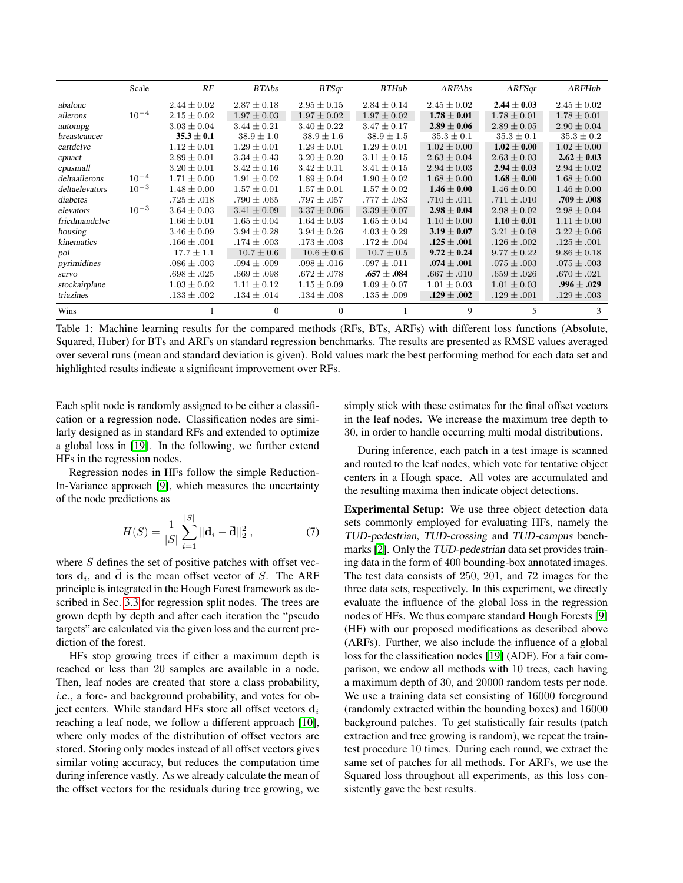| | Scale | *RF* | *BTAbs* | *BTSqr* | *BTHub* | *ARFAbs* | *ARFSqr* | *ARFHub* |
|---|---|---|---|---|---|---|---|---|
| *abalone* | | $2.44 \pm 0.02$ | $2.87 \pm 0.18$ | $2.95 \pm 0.15$ | $2.84 \pm 0.14$ | $2.45 \pm 0.02$ | $\mathbf{2.44 \pm 0.03}$ | $2.45 \pm 0.02$ |
| *ailerons* | $10^{-4}$ | $2.15 \pm 0.02$ | $1.97 \pm 0.03$ | $1.97 \pm 0.02$ | $1.97 \pm 0.02$ | $\mathbf{1.78 \pm 0.01}$ | $1.78 \pm 0.01$ | $1.78 \pm 0.01$ |
| *autompg* | | $3.03 \pm 0.04$ | $3.44 \pm 0.21$ | $3.40 \pm 0.22$ | $3.47 \pm 0.17$ | $\mathbf{2.89 \pm 0.06}$ | $2.89 \pm 0.05$ | $2.90 \pm 0.04$ |
| *breastcancer* | | $\mathbf{35.3 \pm 0.1}$ | $38.9 \pm 1.0$ | $38.9 \pm 1.6$ | $38.9 \pm 1.5$ | $35.3 \pm 0.1$ | $35.3 \pm 0.1$ | $35.3 \pm 0.2$ |
| *cartdelve* | | $1.12 \pm 0.01$ | $1.29 \pm 0.01$ | $1.29 \pm 0.01$ | $1.29 \pm 0.01$ | $1.02 \pm 0.00$ | $\mathbf{1.02 \pm 0.00}$ | $1.02 \pm 0.00$ |
| *cpuact* | | $2.89 \pm 0.01$ | $3.34 \pm 0.43$ | $3.20 \pm 0.20$ | $3.11 \pm 0.15$ | $2.63 \pm 0.04$ | $2.63 \pm 0.03$ | $\mathbf{2.62 \pm 0.03}$ |
| *cpusmall* | | $3.20 \pm 0.01$ | $3.42 \pm 0.16$ | $3.42 \pm 0.11$ | $3.41 \pm 0.15$ | $2.94 \pm 0.03$ | $\mathbf{2.94 \pm 0.03}$ | $2.94 \pm 0.02$ |
| *deltaailerons* | $10^{-4}$ | $1.71 \pm 0.00$ | $1.91 \pm 0.02$ | $1.89 \pm 0.04$ | $1.90 \pm 0.02$ | $1.68 \pm 0.00$ | $\mathbf{1.68 \pm 0.00}$ | $1.68 \pm 0.00$ |
| *deltaelevators* | $10^{-3}$ | $1.48 \pm 0.00$ | $1.57 \pm 0.01$ | $1.57 \pm 0.01$ | $1.57 \pm 0.02$ | $\mathbf{1.46 \pm 0.00}$ | $1.46 \pm 0.00$ | $1.46 \pm 0.00$ |
| *diabetes* | | $.725 \pm .018$ | $.790 \pm .065$ | $.797 \pm .057$ | $.777 \pm .083$ | $.710 \pm .011$ | $.711 \pm .010$ | $\mathbf{.709 \pm .008}$ |
| *elevators* | $10^{-3}$ | $3.64 \pm 0.03$ | $3.41 \pm 0.09$ | $3.37 \pm 0.06$ | $3.39 \pm 0.07$ | $\mathbf{2.98 \pm 0.04}$ | $2.98 \pm 0.02$ | $2.98 \pm 0.04$ |
| *friedmandelve* | | $1.66 \pm 0.01$ | $1.65 \pm 0.04$ | $1.64 \pm 0.03$ | $1.65 \pm 0.04$ | $1.10 \pm 0.00$ | $\mathbf{1.10 \pm 0.01}$ | $1.11 \pm 0.00$ |
| *housing* | | $3.46 \pm 0.09$ | $3.94 \pm 0.28$ | $3.94 \pm 0.26$ | $4.03 \pm 0.29$ | $\mathbf{3.19 \pm 0.07}$ | $3.21 \pm 0.08$ | $3.22 \pm 0.06$ |
| *kinematics* | | $.166 \pm .001$ | $.174 \pm .003$ | $.173 \pm .003$ | $.172 \pm .004$ | $\mathbf{.125 \pm .001}$ | $.126 \pm .002$ | $.125 \pm .001$ |
| *pol* | | $17.7 \pm 1.1$ | $10.7 \pm 0.6$ | $10.6 \pm 0.6$ | $10.7 \pm 0.5$ | $\mathbf{9.72 \pm 0.24}$ | $9.77 \pm 0.22$ | $9.86 \pm 0.18$ |
| *pyrimidines* | | $.086 \pm .003$ | $.094 \pm .009$ | $.098 \pm .016$ | $.097 \pm .011$ | $\mathbf{.074 \pm .001}$ | $.075 \pm .003$ | $.075 \pm .003$ |
| *servo* | | $.698 \pm .025$ | $.669 \pm .098$ | $.672 \pm .078$ | $\mathbf{.657 \pm .084}$ | $.667 \pm .010$ | $.659 \pm .026$ | $.670 \pm .021$ |
| *stockairplane* | | $1.03 \pm 0.02$ | $1.11 \pm 0.12$ | $1.15 \pm 0.09$ | $1.09 \pm 0.07$ | $1.01 \pm 0.03$ | $1.01 \pm 0.03$ | $\mathbf{.996 \pm .029}$ |
| *triazines* | | $.133 \pm .002$ | $.134 \pm .014$ | $.134 \pm .008$ | $.135 \pm .009$ | $\mathbf{.129 \pm .002}$ | $.129 \pm .001$ | $.129 \pm .003$ |
| Wins | | 1 | 0 | 0 | 1 | 9 | 5 | 3 |

Table 1: Machine learning results for the compared methods (RFs, BTs, ARFs) with different loss functions (Absolute, Squared, Huber) for BTs and ARFs on standard regression benchmarks. The results are presented as RMSE values averaged over several runs (mean and standard deviation is given). Bold values mark the best performing method for each data set and highlighted results indicate a significant improvement over RFs.

Each split node is randomly assigned to be either a classification or a regression node. Classification nodes are similarly designed as in standard RFs and extended to optimize a global loss in [19]. In the following, we further extend HFs in the regression nodes.

Regression nodes in HFs follow the simple Reduction-In-Variance approach [9], which measures the uncertainty of the node predictions as

$$H(S) = \frac{1}{|S|} \sum_{i=1}^{|S|} \|\mathbf{d}_i - \bar{\mathbf{d}}\|_2^2 \,, \tag{7}$$

where $S$ defines the set of positive patches with offset vectors $\mathbf{d}_i$, and $\bar{\mathbf{d}}$ is the mean offset vector of $S$. The ARF principle is integrated in the Hough Forest framework as described in Sec. 3.3 for regression split nodes. The trees are grown depth by depth and after each iteration the "pseudo targets" are calculated via the given loss and the current prediction of the forest.

HFs stop growing trees if either a maximum depth is reached or less than 20 samples are available in a node. Then, leaf nodes are created that store a class probability, *i.e.*, a fore- and background probability, and votes for object centers. While standard HFs store all offset vectors $\mathbf{d}_i$ reaching a leaf node, we follow a different approach [10], where only modes of the distribution of offset vectors are stored. Storing only modes instead of all offset vectors gives similar voting accuracy, but reduces the computation time during inference vastly. As we already calculate the mean of the offset vectors for the residuals during tree growing, we simply stick with these estimates for the final offset vectors in the leaf nodes. We increase the maximum tree depth to 30, in order to handle occurring multi modal distributions.

During inference, each patch in a test image is scanned and routed to the leaf nodes, which vote for tentative object centers in a Hough space. All votes are accumulated and the resulting maxima then indicate object detections.

**Experimental Setup:** We use three object detection data sets commonly employed for evaluating HFs, namely the *TUD-pedestrian*, *TUD-crossing* and *TUD-campus* benchmarks [2]. Only the *TUD-pedestrian* data set provides training data in the form of 400 bounding-box annotated images. The test data consists of 250, 201, and 72 images for the three data sets, respectively. In this experiment, we directly evaluate the influence of the global loss in the regression nodes of HFs. We thus compare standard Hough Forests [9] (HF) with our proposed modifications as described above (ARFs). Further, we also include the influence of a global loss for the classification nodes [19] (ADF). For a fair comparison, we endow all methods with 10 trees, each having a maximum depth of 30, and 20000 random tests per node. We use a training data set consisting of 16000 foreground (randomly extracted within the bounding boxes) and 16000 background patches. To get statistically fair results (patch extraction and tree growing is random), we repeat the train-test procedure 10 times. During each round, we extract the same set of patches for all methods. For ARFs, we use the Squared loss throughout all experiments, as this loss consistently gave the best results.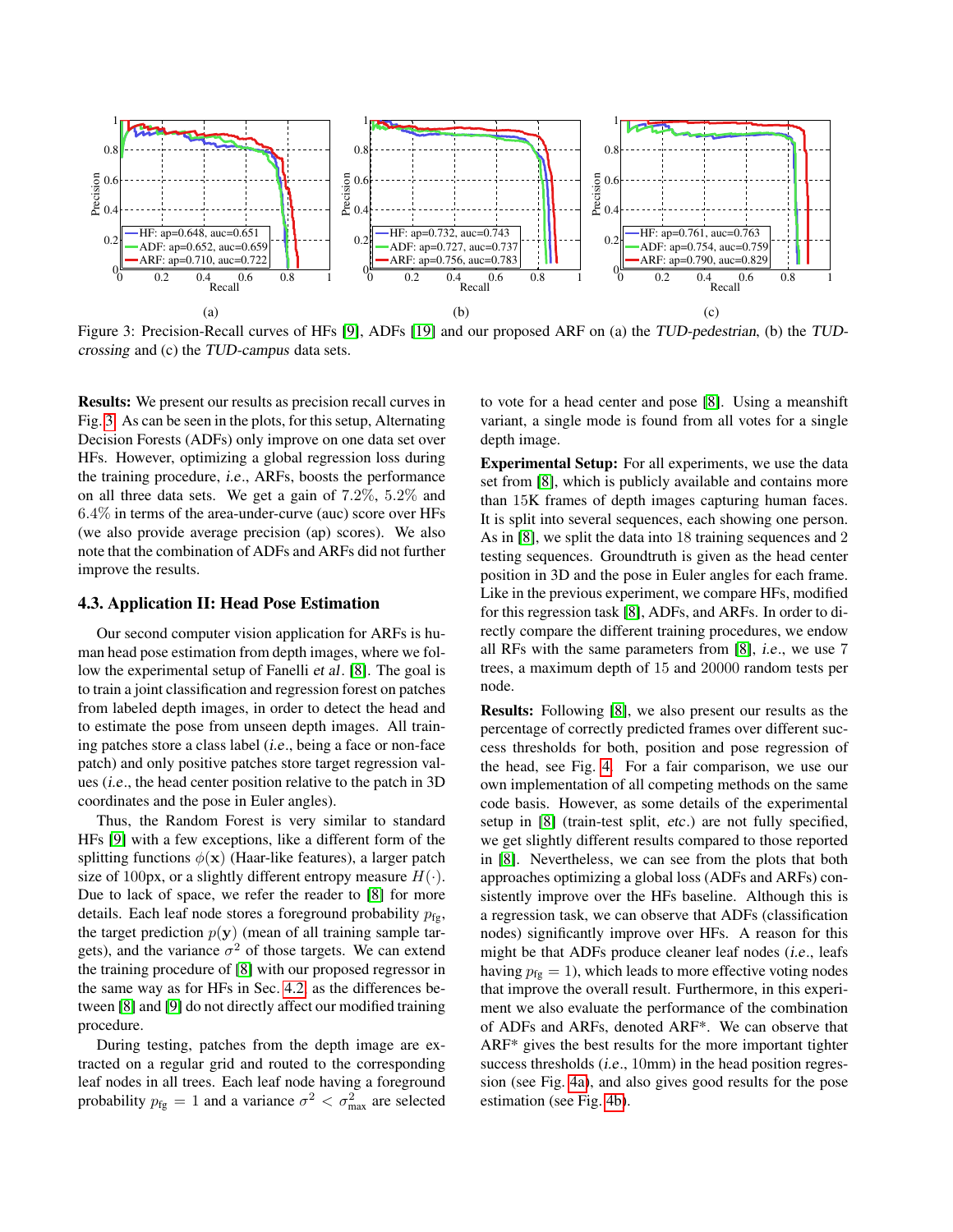Figure 3: Precision-Recall curves of HFs [9], ADFs [19] and our proposed ARF on (a) the *TUD-pedestrian*, (b) the *TUD-crossing* and (c) the *TUD-campus* data sets.

**Results:** We present our results as precision recall curves in Fig. 3. As can be seen in the plots, for this setup, Alternating Decision Forests (ADFs) only improve on one data set over HFs. However, optimizing a global regression loss during the training procedure, *i.e.*, ARFs, boosts the performance on all three data sets. We get a gain of 7.2%, 5.2% and 6.4% in terms of the area-under-curve (auc) score over HFs (we also provide average precision (ap) scores). We also note that the combination of ADFs and ARFs did not further improve the results.

### 4.3. Application II: Head Pose Estimation

Our second computer vision application for ARFs is human head pose estimation from depth images, where we follow the experimental setup of Fanelli *et al*. [8]. The goal is to train a joint classification and regression forest on patches from labeled depth images, in order to detect the head and to estimate the pose from unseen depth images. All training patches store a class label (*i.e.*, being a face or non-face patch) and only positive patches store target regression values (*i.e.*, the head center position relative to the patch in 3D coordinates and the pose in Euler angles).

Thus, the Random Forest is very similar to standard HFs [9] with a few exceptions, like a different form of the splitting functions $\phi(\mathbf{x})$ (Haar-like features), a larger patch size of 100px, or a slightly different entropy measure $H(\cdot)$. Due to lack of space, we refer the reader to [8] for more details. Each leaf node stores a foreground probability $p_{\text{fg}}$, the target prediction $p(\mathbf{y})$ (mean of all training sample targets), and the variance $\sigma^2$ of those targets. We can extend the training procedure of [8] with our proposed regressor in the same way as for HFs in Sec. 4.2, as the differences between [8] and [9] do not directly affect our modified training procedure.

During testing, patches from the depth image are extracted on a regular grid and routed to the corresponding leaf nodes in all trees. Each leaf node having a foreground probability $p_{\text{fg}} = 1$ and a variance $\sigma^2 < \sigma^2_{\text{max}}$ are selected to vote for a head center and pose [8]. Using a meanshift variant, a single mode is found from all votes for a single depth image.

**Experimental Setup:** For all experiments, we use the data set from [8], which is publicly available and contains more than 15K frames of depth images capturing human faces. It is split into several sequences, each showing one person. As in [8], we split the data into 18 training sequences and 2 testing sequences. Groundtruth is given as the head center position in 3D and the pose in Euler angles for each frame. Like in the previous experiment, we compare HFs, modified for this regression task [8], ADFs, and ARFs. In order to directly compare the different training procedures, we endow all RFs with the same parameters from [8], *i.e.*, we use 7 trees, a maximum depth of 15 and 20000 random tests per node.

**Results:** Following [8], we also present our results as the percentage of correctly predicted frames over different success thresholds for both, position and pose regression of the head, see Fig. 4. For a fair comparison, we use our own implementation of all competing methods on the same code basis. However, as some details of the experimental setup in [8] (train-test split, *etc*.) are not fully specified, we get slightly different results compared to those reported in [8]. Nevertheless, we can see from the plots that both approaches optimizing a global loss (ADFs and ARFs) consistently improve over the HFs baseline. Although this is a regression task, we can observe that ADFs (classification nodes) significantly improve over HFs. A reason for this might be that ADFs produce cleaner leaf nodes (*i.e.*, leafs having $p_{\text{fg}} = 1$), which leads to more effective voting nodes that improve the overall result. Furthermore, in this experiment we also evaluate the performance of the combination of ADFs and ARFs, denoted ARF*. We can observe that ARF* gives the best results for the more important tighter success thresholds (*i.e.*, 10mm) in the head position regression (see Fig. 4a), and also gives good results for the pose estimation (see Fig. 4b).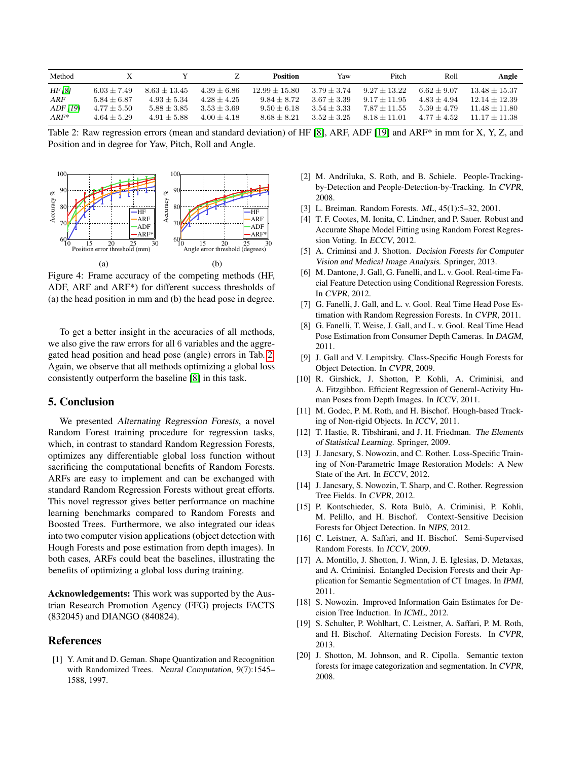| Method | X | Y | Z | **Position** | Yaw | Pitch | Roll | **Angle** |
|---|---|---|---|---|---|---|---|---|
| *HF [8]* | $6.03 \pm 7.49$ | $8.63 \pm 13.45$ | $4.39 \pm 6.86$ | $12.99 \pm 15.80$ | $3.79 \pm 3.74$ | $9.27 \pm 13.22$ | $6.62 \pm 9.07$ | $13.48 \pm 15.37$ |
| *ARF* | $5.84 \pm 6.87$ | $4.93 \pm 5.34$ | $4.28 \pm 4.25$ | $9.84 \pm 8.72$ | $3.67 \pm 3.39$ | $9.17 \pm 11.95$ | $4.83 \pm 4.94$ | $12.14 \pm 12.39$ |
| *ADF [19]* | $4.77 \pm 5.50$ | $5.88 \pm 3.85$ | $3.53 \pm 3.69$ | $9.50 \pm 6.18$ | $3.54 \pm 3.33$ | $7.87 \pm 11.55$ | $5.39 \pm 4.79$ | $11.48 \pm 11.80$ |
| *ARF\** | $4.64 \pm 5.29$ | $4.91 \pm 5.88$ | $4.00 \pm 4.18$ | $8.68 \pm 8.21$ | $3.52 \pm 3.25$ | $8.18 \pm 11.01$ | $4.77 \pm 4.52$ | $11.17 \pm 11.38$ |

Table 2: Raw regression errors (mean and standard deviation) of HF [8], ARF, ADF [19] and ARF* in mm for X, Y, Z, and Position and in degree for Yaw, Pitch, Roll and Angle.

Accuracy %
100
90
80
70
60
10 15 20 25 30
Position error threshold (mm)
HF
ARF
ADF
ARF*

(a)

Accuracy %
100
90
80
70
60
10 15 20 25 30
Angle error threshold (degrees)
HF
ARF
ADF
ARF*

(b)

Figure 4: Frame accuracy of the competing methods (HF, ADF, ARF and ARF*) for different success thresholds of (a) the head position in mm and (b) the head pose in degree.

To get a better insight in the accuracies of all methods, we also give the raw errors for all 6 variables and the aggregated head position and head pose (angle) errors in Tab. 2. Again, we observe that all methods optimizing a global loss consistently outperform the baseline [8] in this task.

## 5. Conclusion

We presented *Alternating Regression Forests*, a novel Random Forest training procedure for regression tasks, which, in contrast to standard Random Regression Forests, optimizes any differentiable global loss function without sacrificing the computational benefits of Random Forests. ARFs are easy to implement and can be exchanged with standard Random Regression Forests without great efforts. This novel regressor gives better performance on machine learning benchmarks compared to Random Forests and Boosted Trees. Furthermore, we also integrated our ideas into two computer vision applications (object detection with Hough Forests and pose estimation from depth images). In both cases, ARFs could beat the baselines, illustrating the benefits of optimizing a global loss during training.

**Acknowledgements:** This work was supported by the Austrian Research Promotion Agency (FFG) projects FACTS (832045) and DIANGO (840824).

## References

[1] Y. Amit and D. Geman. Shape Quantization and Recognition with Randomized Trees. *Neural Computation*, 9(7):1545–1588, 1997.

[2] M. Andriluka, S. Roth, and B. Schiele. People-Tracking-by-Detection and People-Detection-by-Tracking. In *CVPR*, 2008.

[3] L. Breiman. Random Forests. *ML*, 45(1):5–32, 2001.

[4] T. F. Cootes, M. Ionita, C. Lindner, and P. Sauer. Robust and Accurate Shape Model Fitting using Random Forest Regression Voting. In *ECCV*, 2012.

[5] A. Criminisi and J. Shotton. *Decision Forests for Computer Vision and Medical Image Analysis*. Springer, 2013.

[6] M. Dantone, J. Gall, G. Fanelli, and L. v. Gool. Real-time Facial Feature Detection using Conditional Regression Forests. In *CVPR*, 2012.

[7] G. Fanelli, J. Gall, and L. v. Gool. Real Time Head Pose Estimation with Random Regression Forests. In *CVPR*, 2011.

[8] G. Fanelli, T. Weise, J. Gall, and L. v. Gool. Real Time Head Pose Estimation from Consumer Depth Cameras. In *DAGM*, 2011.

[9] J. Gall and V. Lempitsky. Class-Specific Hough Forests for Object Detection. In *CVPR*, 2009.

[10] R. Girshick, J. Shotton, P. Kohli, A. Criminisi, and A. Fitzgibbon. Efficient Regression of General-Activity Human Poses from Depth Images. In *ICCV*, 2011.

[11] M. Godec, P. M. Roth, and H. Bischof. Hough-based Tracking of Non-rigid Objects. In *ICCV*, 2011.

[12] T. Hastie, R. Tibshirani, and J. H. Friedman. *The Elements of Statistical Learning*. Springer, 2009.

[13] J. Jancsary, S. Nowozin, and C. Rother. Loss-Specific Training of Non-Parametric Image Restoration Models: A New State of the Art. In *ECCV*, 2012.

[14] J. Jancsary, S. Nowozin, T. Sharp, and C. Rother. Regression Tree Fields. In *CVPR*, 2012.

[15] P. Kontschieder, S. Rota Bulò, A. Criminisi, P. Kohli, M. Pelillo, and H. Bischof. Context-Sensitive Decision Forests for Object Detection. In *NIPS*, 2012.

[16] C. Leistner, A. Saffari, and H. Bischof. Semi-Supervised Random Forests. In *ICCV*, 2009.

[17] A. Montillo, J. Shotton, J. Winn, J. E. Iglesias, D. Metaxas, and A. Criminisi. Entangled Decision Forests and their Application for Semantic Segmentation of CT Images. In *IPMI*, 2011.

[18] S. Nowozin. Improved Information Gain Estimates for Decision Tree Induction. In *ICML*, 2012.

[19] S. Schulter, P. Wohlhart, C. Leistner, A. Saffari, P. M. Roth, and H. Bischof. Alternating Decision Forests. In *CVPR*, 2013.

[20] J. Shotton, M. Johnson, and R. Cipolla. Semantic texton forests for image categorization and segmentation. In *CVPR*, 2008.